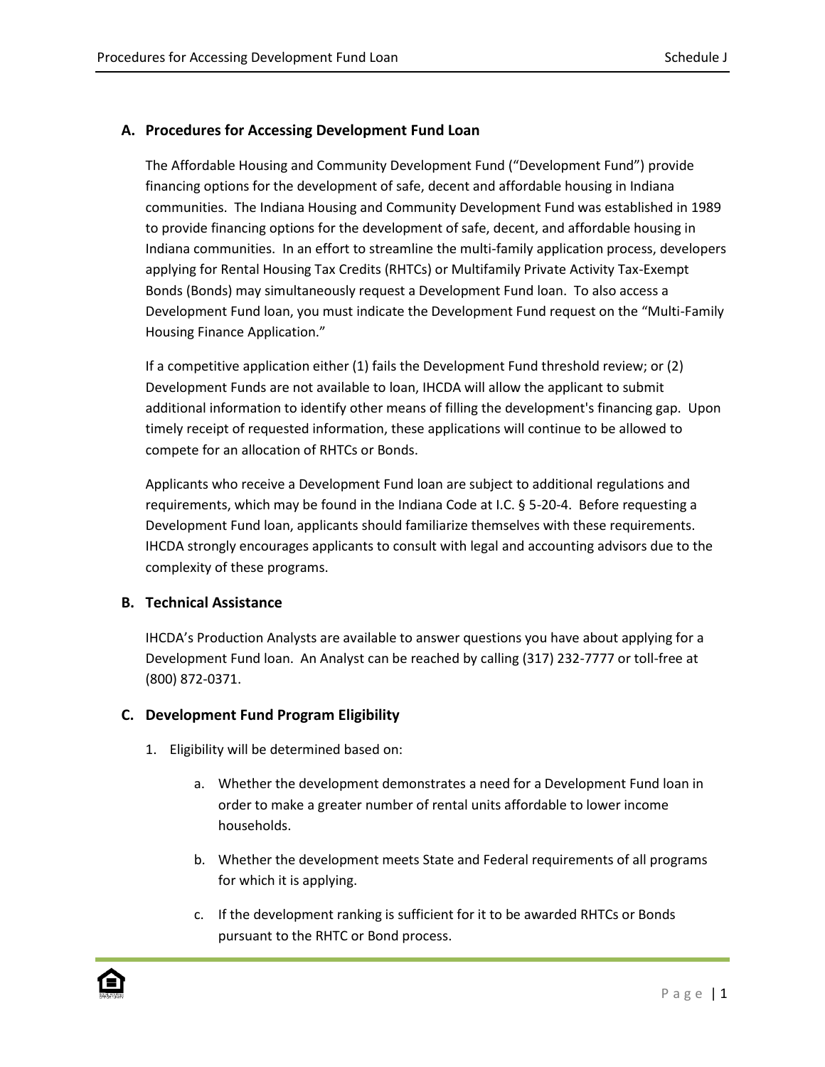## A. Procedures for Accessing Development Fund Loan

The Affordable Housing and Community Development Fund ("Development Fund") provide financing options for the development of safe, decent and affordable housing in Indiana communities. The Indiana Housing and Community Development Fund was established in 1989 to provide financing options for the development of safe, decent, and affordable housing in Indiana communities. In an effort to streamline the multi-family application process, developers applying for Rental Housing Tax Credits (RHTCs) or Multifamily Private Activity Tax-Exempt Bonds (Bonds) may simultaneously request a Development Fund loan. To also access a Development Fund loan, you must indicate the Development Fund request on the "Multi-Family Housing Finance Application."

If a competitive application either (1) fails the Development Fund threshold review; or (2) Development Funds are not available to loan, IHCDA will allow the applicant to submit additional information to identify other means of filling the development's financing gap. Upon timely receipt of requested information, these applications will continue to be allowed to compete for an allocation of RHTCs or Bonds.

Applicants who receive a Development Fund loan are subject to additional regulations and requirements, which may be found in the Indiana Code at I.C. § 5-20-4. Before requesting a Development Fund loan, applicants should familiarize themselves with these requirements. IHCDA strongly encourages applicants to consult with legal and accounting advisors due to the complexity of these programs.

## B. Technical Assistance

IHCDA's Production Analysts are available to answer questions you have about applying for a Development Fund loan. An Analyst can be reached by calling (317) 232-7777 or toll-free at (800) 872-0371.

## C. Development Fund Program Eligibility

1. Eligibility will be determined based on:

    a. Whether the development demonstrates a need for a Development Fund loan in order to make a greater number of rental units affordable to lower income households.

    b. Whether the development meets State and Federal requirements of all programs for which it is applying.

    c. If the development ranking is sufficient for it to be awarded RHTCs or Bonds pursuant to the RHTC or Bond process.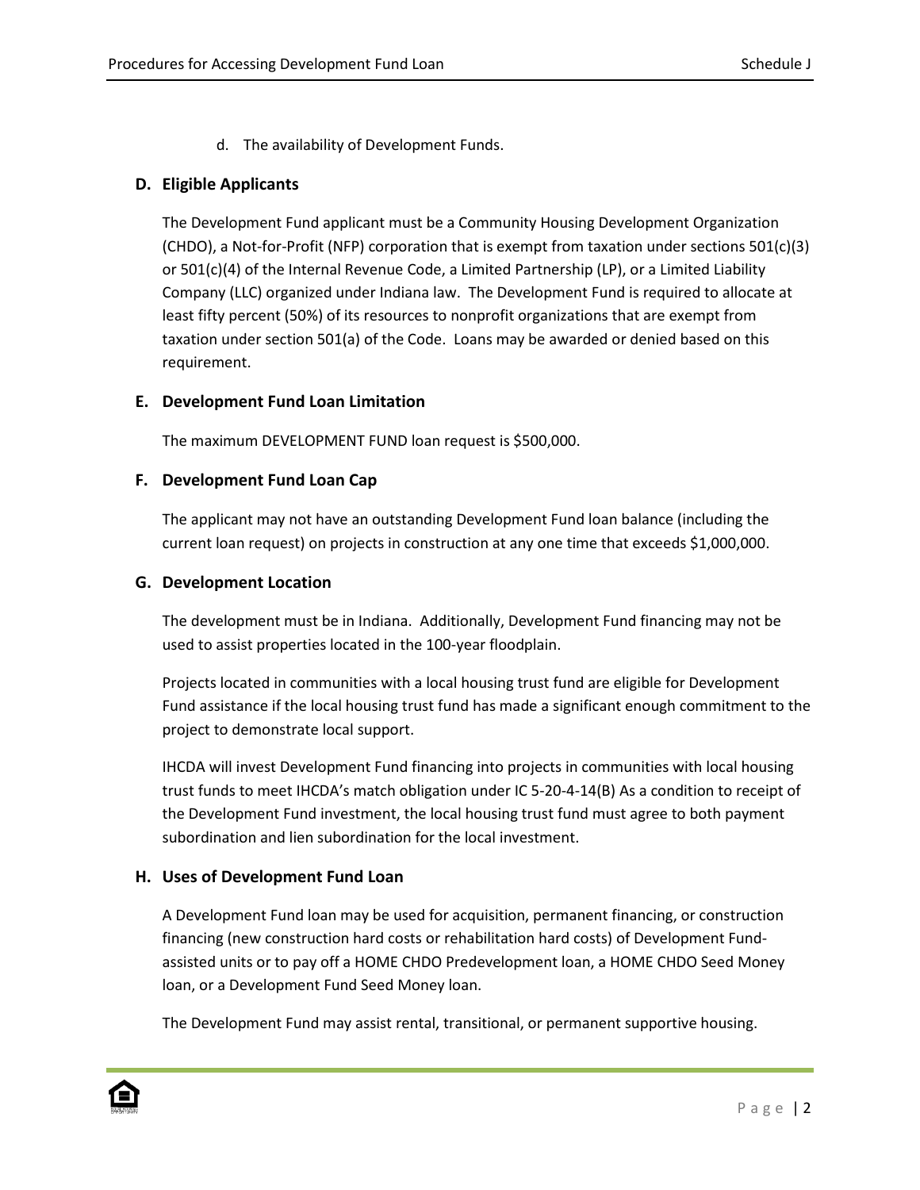d. The availability of Development Funds.

## D. Eligible Applicants

The Development Fund applicant must be a Community Housing Development Organization (CHDO), a Not-for-Profit (NFP) corporation that is exempt from taxation under sections 501(c)(3) or 501(c)(4) of the Internal Revenue Code, a Limited Partnership (LP), or a Limited Liability Company (LLC) organized under Indiana law. The Development Fund is required to allocate at least fifty percent (50%) of its resources to nonprofit organizations that are exempt from taxation under section 501(a) of the Code. Loans may be awarded or denied based on this requirement.

## E. Development Fund Loan Limitation

The maximum DEVELOPMENT FUND loan request is $500,000.

## F. Development Fund Loan Cap

The applicant may not have an outstanding Development Fund loan balance (including the current loan request) on projects in construction at any one time that exceeds $1,000,000.

## G. Development Location

The development must be in Indiana. Additionally, Development Fund financing may not be used to assist properties located in the 100-year floodplain.

Projects located in communities with a local housing trust fund are eligible for Development Fund assistance if the local housing trust fund has made a significant enough commitment to the project to demonstrate local support.

IHCDA will invest Development Fund financing into projects in communities with local housing trust funds to meet IHCDA's match obligation under IC 5-20-4-14(B) As a condition to receipt of the Development Fund investment, the local housing trust fund must agree to both payment subordination and lien subordination for the local investment.

## H. Uses of Development Fund Loan

A Development Fund loan may be used for acquisition, permanent financing, or construction financing (new construction hard costs or rehabilitation hard costs) of Development Fund-assisted units or to pay off a HOME CHDO Predevelopment loan, a HOME CHDO Seed Money loan, or a Development Fund Seed Money loan.

The Development Fund may assist rental, transitional, or permanent supportive housing.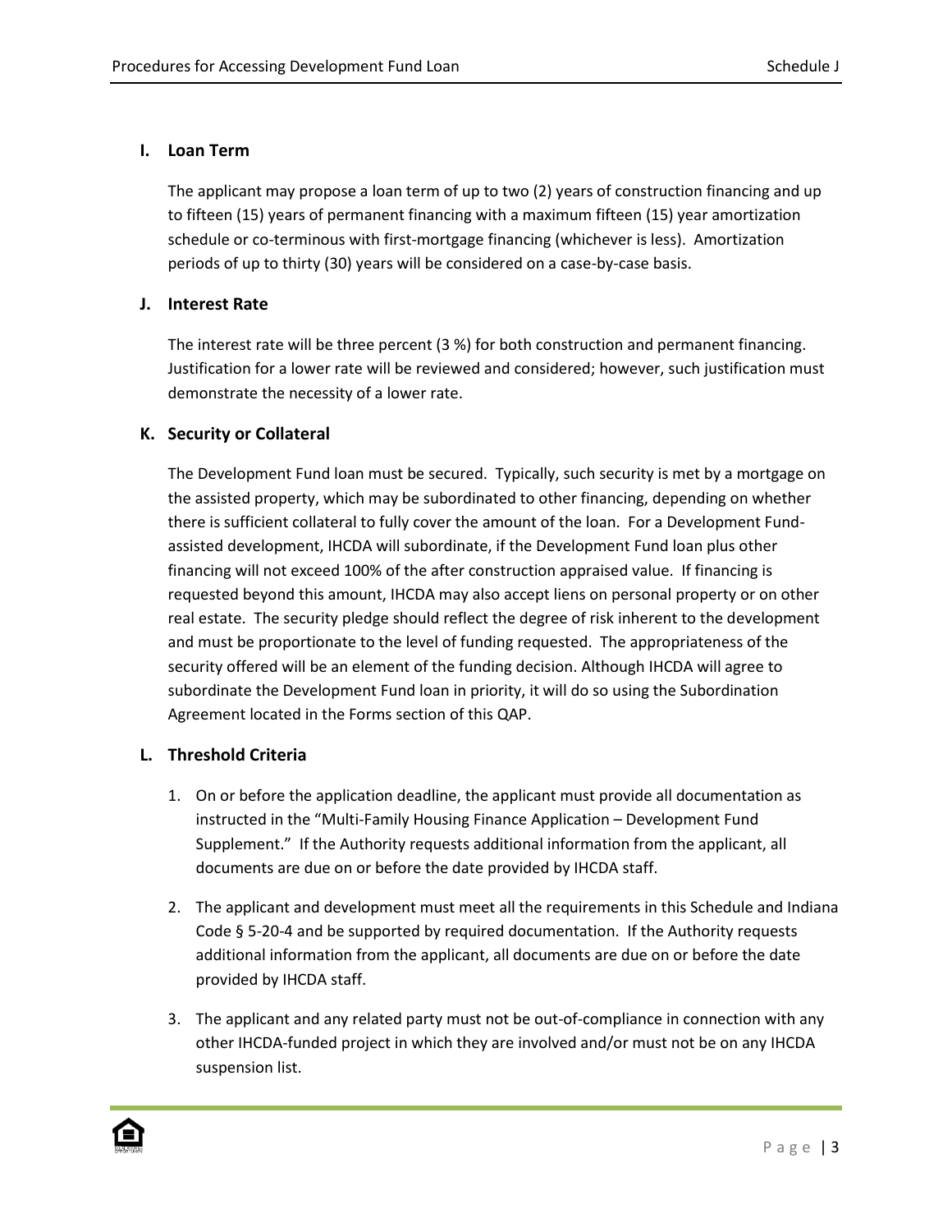### I. Loan Term

The applicant may propose a loan term of up to two (2) years of construction financing and up to fifteen (15) years of permanent financing with a maximum fifteen (15) year amortization schedule or co-terminous with first-mortgage financing (whichever is less). Amortization periods of up to thirty (30) years will be considered on a case-by-case basis.

### J. Interest Rate

The interest rate will be three percent (3 %) for both construction and permanent financing. Justification for a lower rate will be reviewed and considered; however, such justification must demonstrate the necessity of a lower rate.

### K. Security or Collateral

The Development Fund loan must be secured. Typically, such security is met by a mortgage on the assisted property, which may be subordinated to other financing, depending on whether there is sufficient collateral to fully cover the amount of the loan. For a Development Fund-assisted development, IHCDA will subordinate, if the Development Fund loan plus other financing will not exceed 100% of the after construction appraised value. If financing is requested beyond this amount, IHCDA may also accept liens on personal property or on other real estate. The security pledge should reflect the degree of risk inherent to the development and must be proportionate to the level of funding requested. The appropriateness of the security offered will be an element of the funding decision. Although IHCDA will agree to subordinate the Development Fund loan in priority, it will do so using the Subordination Agreement located in the Forms section of this QAP.

### L. Threshold Criteria

1. On or before the application deadline, the applicant must provide all documentation as instructed in the "Multi-Family Housing Finance Application – Development Fund Supplement." If the Authority requests additional information from the applicant, all documents are due on or before the date provided by IHCDA staff.

2. The applicant and development must meet all the requirements in this Schedule and Indiana Code § 5-20-4 and be supported by required documentation. If the Authority requests additional information from the applicant, all documents are due on or before the date provided by IHCDA staff.

3. The applicant and any related party must not be out-of-compliance in connection with any other IHCDA-funded project in which they are involved and/or must not be on any IHCDA suspension list.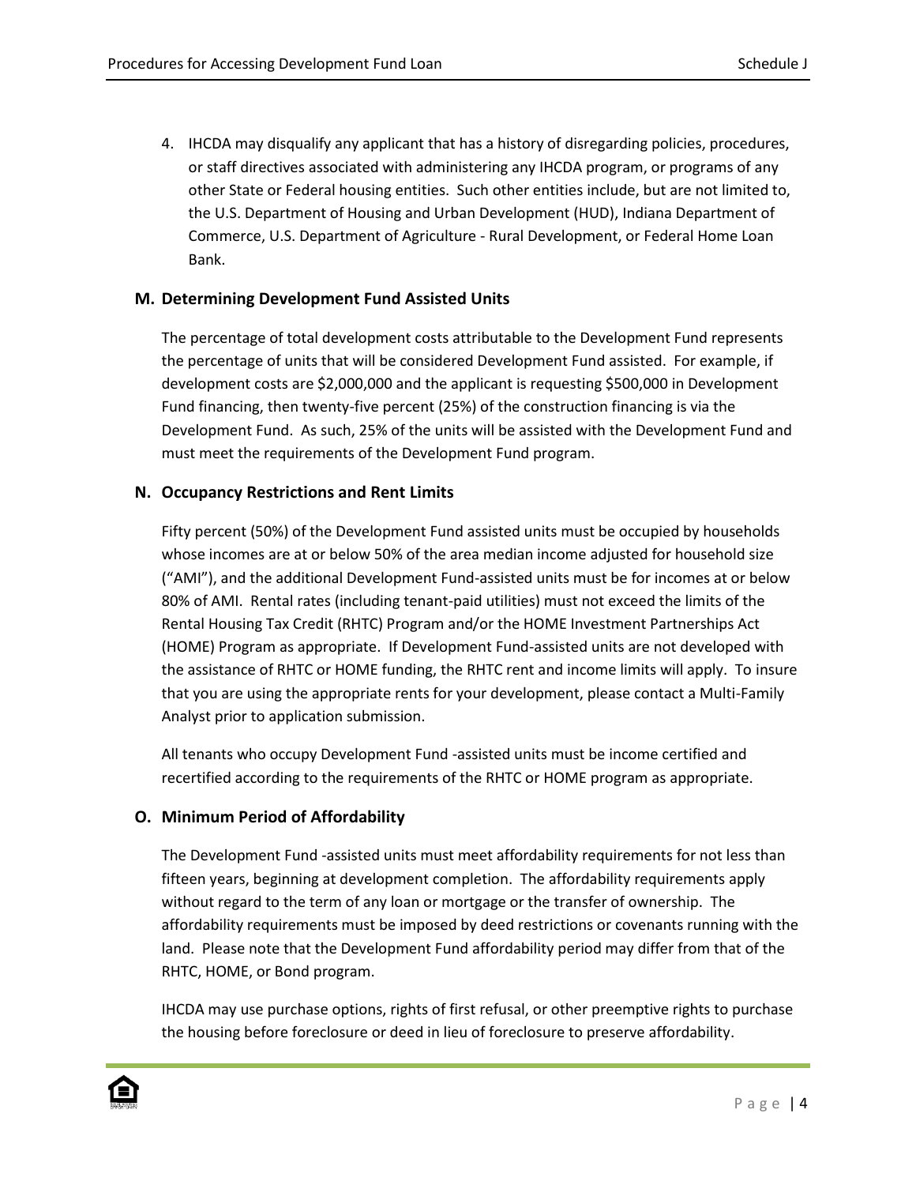4. IHCDA may disqualify any applicant that has a history of disregarding policies, procedures, or staff directives associated with administering any IHCDA program, or programs of any other State or Federal housing entities. Such other entities include, but are not limited to, the U.S. Department of Housing and Urban Development (HUD), Indiana Department of Commerce, U.S. Department of Agriculture - Rural Development, or Federal Home Loan Bank.

## M. Determining Development Fund Assisted Units

The percentage of total development costs attributable to the Development Fund represents the percentage of units that will be considered Development Fund assisted. For example, if development costs are $2,000,000 and the applicant is requesting $500,000 in Development Fund financing, then twenty-five percent (25%) of the construction financing is via the Development Fund. As such, 25% of the units will be assisted with the Development Fund and must meet the requirements of the Development Fund program.

## N. Occupancy Restrictions and Rent Limits

Fifty percent (50%) of the Development Fund assisted units must be occupied by households whose incomes are at or below 50% of the area median income adjusted for household size ("AMI"), and the additional Development Fund-assisted units must be for incomes at or below 80% of AMI. Rental rates (including tenant-paid utilities) must not exceed the limits of the Rental Housing Tax Credit (RHTC) Program and/or the HOME Investment Partnerships Act (HOME) Program as appropriate. If Development Fund-assisted units are not developed with the assistance of RHTC or HOME funding, the RHTC rent and income limits will apply. To insure that you are using the appropriate rents for your development, please contact a Multi-Family Analyst prior to application submission.

All tenants who occupy Development Fund -assisted units must be income certified and recertified according to the requirements of the RHTC or HOME program as appropriate.

## O. Minimum Period of Affordability

The Development Fund -assisted units must meet affordability requirements for not less than fifteen years, beginning at development completion. The affordability requirements apply without regard to the term of any loan or mortgage or the transfer of ownership. The affordability requirements must be imposed by deed restrictions or covenants running with the land. Please note that the Development Fund affordability period may differ from that of the RHTC, HOME, or Bond program.

IHCDA may use purchase options, rights of first refusal, or other preemptive rights to purchase the housing before foreclosure or deed in lieu of foreclosure to preserve affordability.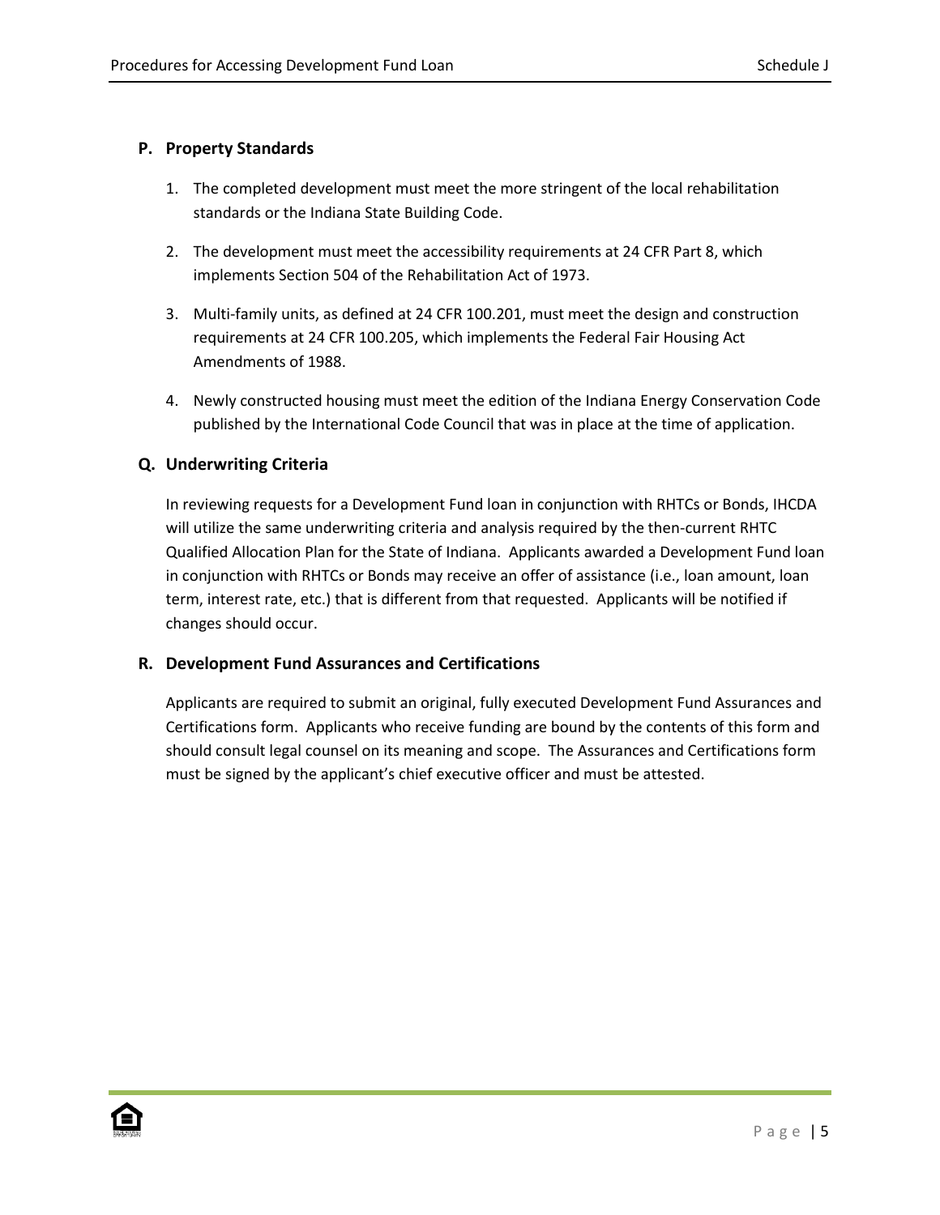### P. Property Standards

1. The completed development must meet the more stringent of the local rehabilitation standards or the Indiana State Building Code.

2. The development must meet the accessibility requirements at 24 CFR Part 8, which implements Section 504 of the Rehabilitation Act of 1973.

3. Multi-family units, as defined at 24 CFR 100.201, must meet the design and construction requirements at 24 CFR 100.205, which implements the Federal Fair Housing Act Amendments of 1988.

4. Newly constructed housing must meet the edition of the Indiana Energy Conservation Code published by the International Code Council that was in place at the time of application.

### Q. Underwriting Criteria

In reviewing requests for a Development Fund loan in conjunction with RHTCs or Bonds, IHCDA will utilize the same underwriting criteria and analysis required by the then-current RHTC Qualified Allocation Plan for the State of Indiana. Applicants awarded a Development Fund loan in conjunction with RHTCs or Bonds may receive an offer of assistance (i.e., loan amount, loan term, interest rate, etc.) that is different from that requested. Applicants will be notified if changes should occur.

### R. Development Fund Assurances and Certifications

Applicants are required to submit an original, fully executed Development Fund Assurances and Certifications form. Applicants who receive funding are bound by the contents of this form and should consult legal counsel on its meaning and scope. The Assurances and Certifications form must be signed by the applicant's chief executive officer and must be attested.